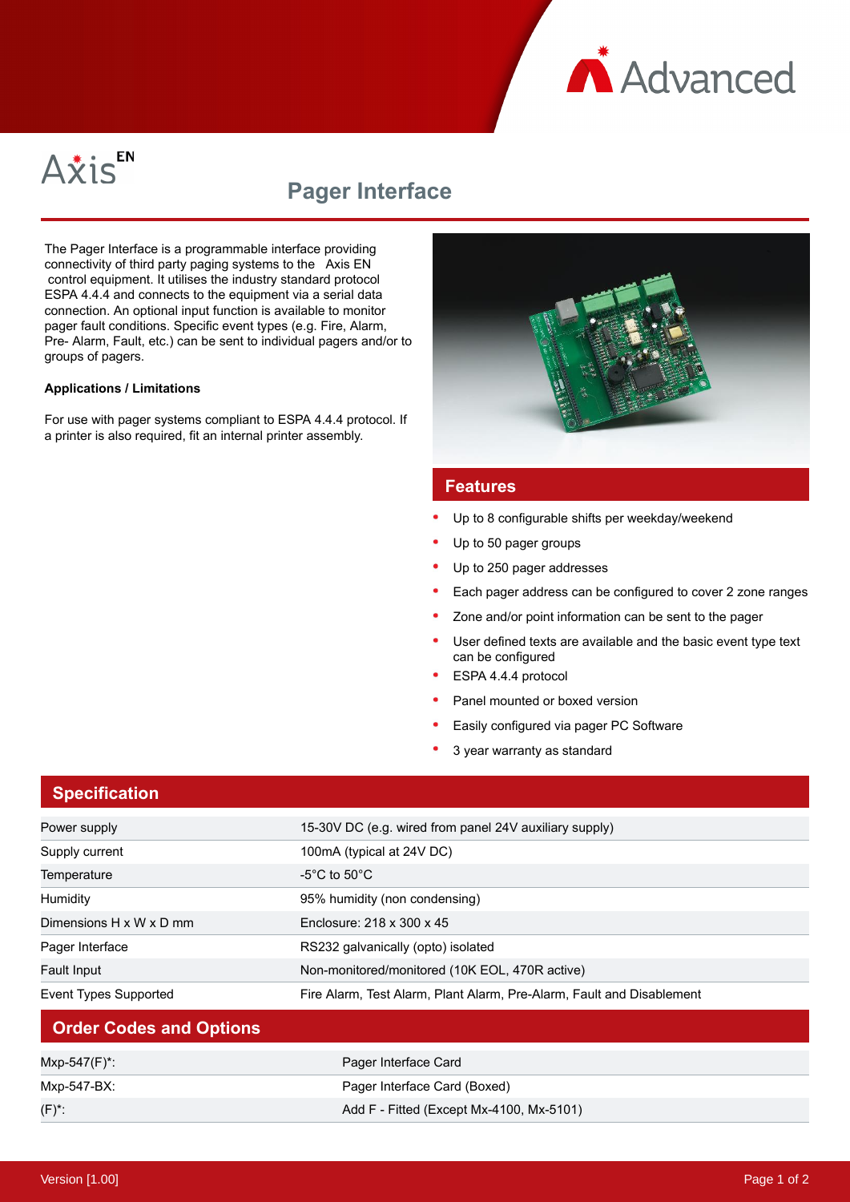Advanced

Axis EN

# Pager Interface

The Pager Interface is a programmable interface providing connectivity of third party paging systems to the Axis EN control equipment. It utilises the industry standard protocol ESPA 4.4.4 and connects to the equipment via a serial data connection. An optional input function is available to monitor pager fault conditions. Specific event types (e.g. Fire, Alarm, Pre- Alarm, Fault, etc.) can be sent to individual pagers and/or to groups of pagers.

**Applications / Limitations**

For use with pager systems compliant to ESPA 4.4.4 protocol. If a printer is also required, fit an internal printer assembly.

## Features

- Up to 8 configurable shifts per weekday/weekend
- Up to 50 pager groups
- Up to 250 pager addresses
- Each pager address can be configured to cover 2 zone ranges
- Zone and/or point information can be sent to the pager
- User defined texts are available and the basic event type text can be configured
- ESPA 4.4.4 protocol
- Panel mounted or boxed version
- Easily configured via pager PC Software
- 3 year warranty as standard

## Specification

| | |
|---|---|
| Power supply | 15-30V DC (e.g. wired from panel 24V auxiliary supply) |
| Supply current | 100mA (typical at 24V DC) |
| Temperature | -5°C to 50°C |
| Humidity | 95% humidity (non condensing) |
| Dimensions H x W x D mm | Enclosure: 218 x 300 x 45 |
| Pager Interface | RS232 galvanically (opto) isolated |
| Fault Input | Non-monitored/monitored (10K EOL, 470R active) |
| Event Types Supported | Fire Alarm, Test Alarm, Plant Alarm, Pre-Alarm, Fault and Disablement |

## Order Codes and Options

| | |
|---|---|
| Mxp-547(F)*: | Pager Interface Card |
| Mxp-547-BX: | Pager Interface Card (Boxed) |
| (F)*: | Add F - Fitted (Except Mx-4100, Mx-5101) |

Version [1.00]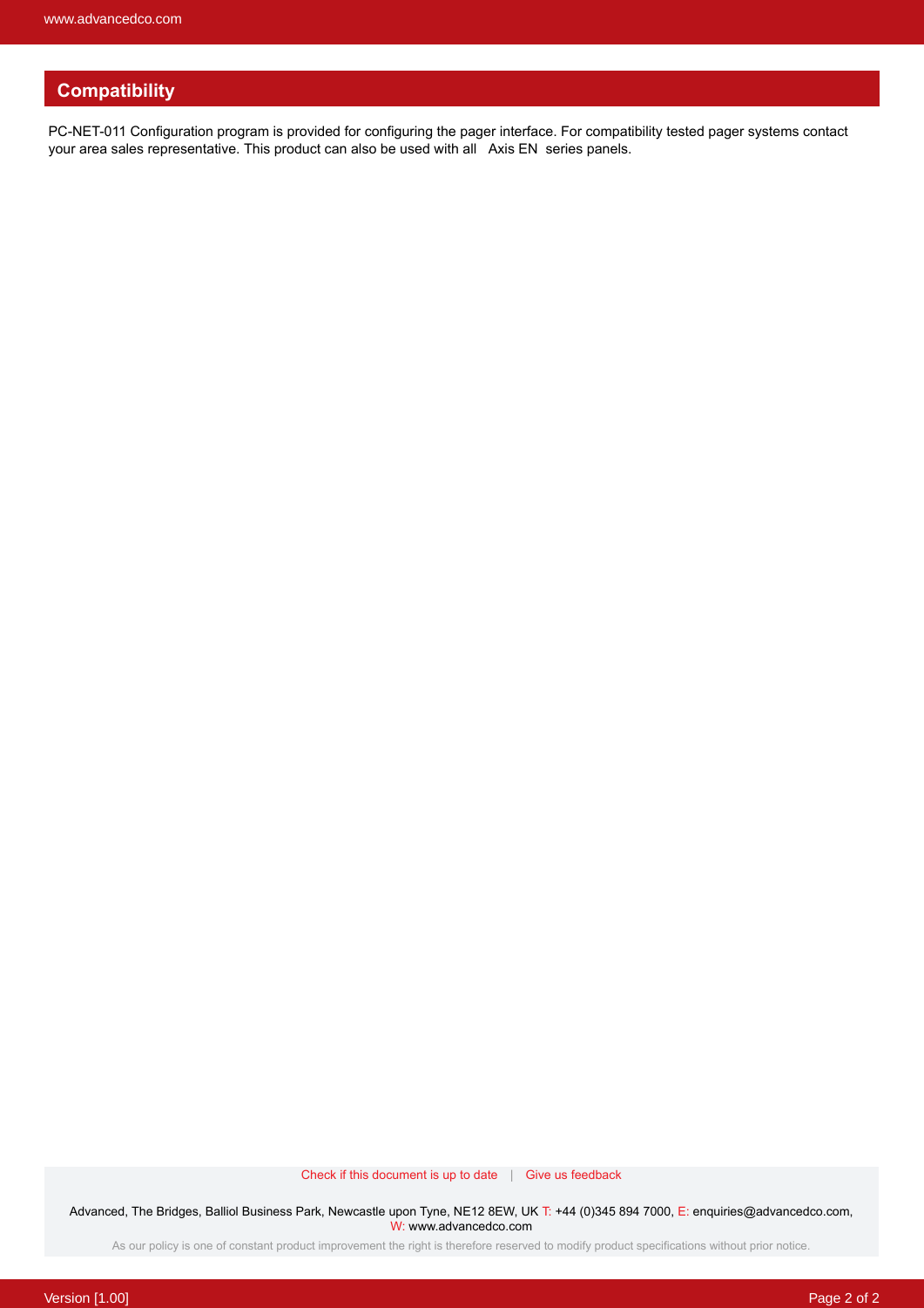## Compatibility

PC-NET-011 Configuration program is provided for configuring the pager interface. For compatibility tested pager systems contact your area sales representative. This product can also be used with all Axis EN series panels.

Check if this document is up to date | Give us feedback

Advanced, The Bridges, Balliol Business Park, Newcastle upon Tyne, NE12 8EW, UK T: +44 (0)345 894 7000, E: enquiries@advancedco.com, W: www.advancedco.com

As our policy is one of constant product improvement the right is therefore reserved to modify product specifications without prior notice.

Version [1.00]